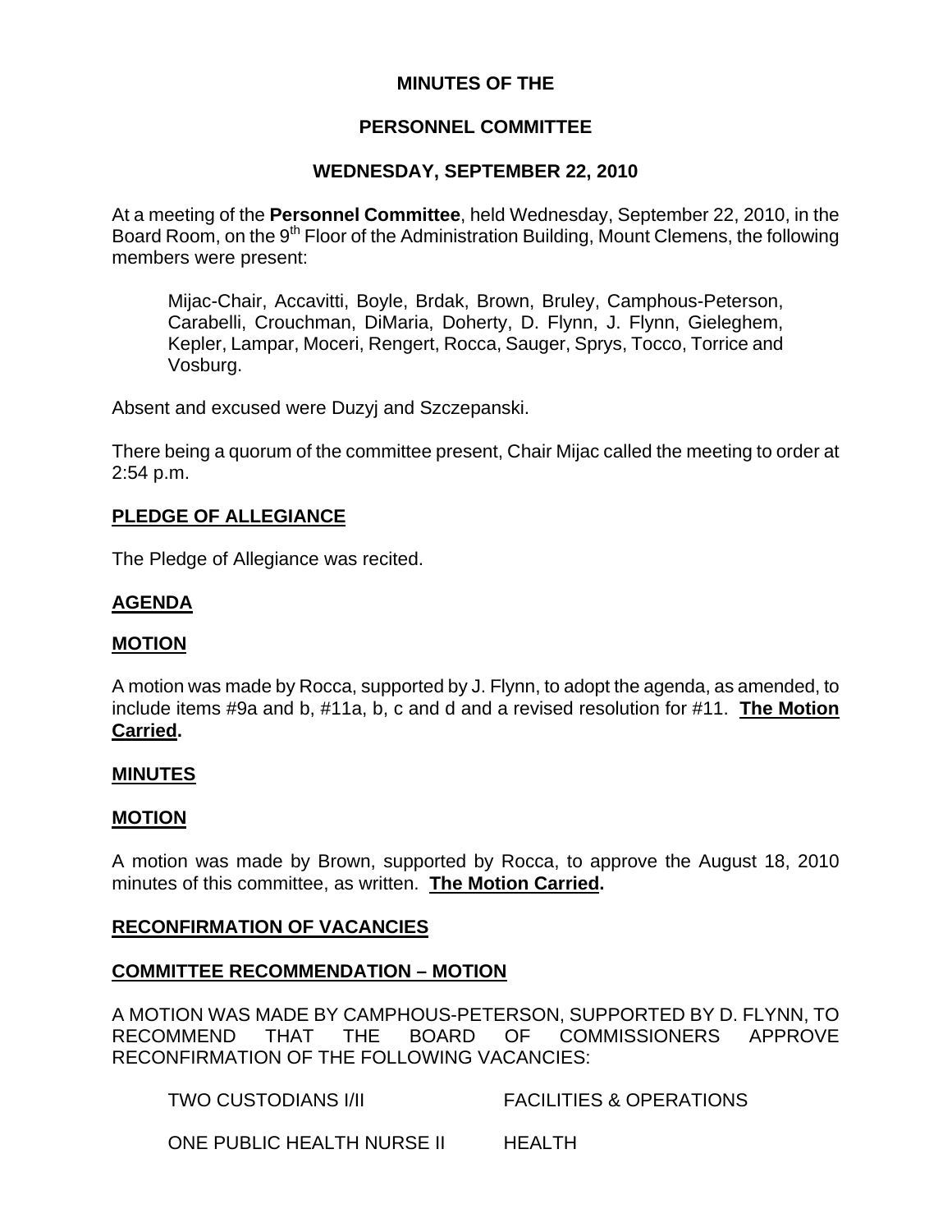# MINUTES OF THE

# PERSONNEL COMMITTEE

# WEDNESDAY, SEPTEMBER 22, 2010

At a meeting of the **Personnel Committee**, held Wednesday, September 22, 2010, in the Board Room, on the 9th Floor of the Administration Building, Mount Clemens, the following members were present:

> Mijac-Chair, Accavitti, Boyle, Brdak, Brown, Bruley, Camphous-Peterson, Carabelli, Crouchman, DiMaria, Doherty, D. Flynn, J. Flynn, Gieleghem, Kepler, Lampar, Moceri, Rengert, Rocca, Sauger, Sprys, Tocco, Torrice and Vosburg.

Absent and excused were Duzyj and Szczepanski.

There being a quorum of the committee present, Chair Mijac called the meeting to order at 2:54 p.m.

## PLEDGE OF ALLEGIANCE

The Pledge of Allegiance was recited.

## AGENDA

## MOTION

A motion was made by Rocca, supported by J. Flynn, to adopt the agenda, as amended, to include items #9a and b, #11a, b, c and d and a revised resolution for #11. **The Motion Carried.**

## MINUTES

## MOTION

A motion was made by Brown, supported by Rocca, to approve the August 18, 2010 minutes of this committee, as written. **The Motion Carried.**

## RECONFIRMATION OF VACANCIES

## COMMITTEE RECOMMENDATION – MOTION

A MOTION WAS MADE BY CAMPHOUS-PETERSON, SUPPORTED BY D. FLYNN, TO RECOMMEND THAT THE BOARD OF COMMISSIONERS APPROVE RECONFIRMATION OF THE FOLLOWING VACANCIES:

| | |
|---|---|
| TWO CUSTODIANS I/II | FACILITIES & OPERATIONS |
| ONE PUBLIC HEALTH NURSE II | HEALTH |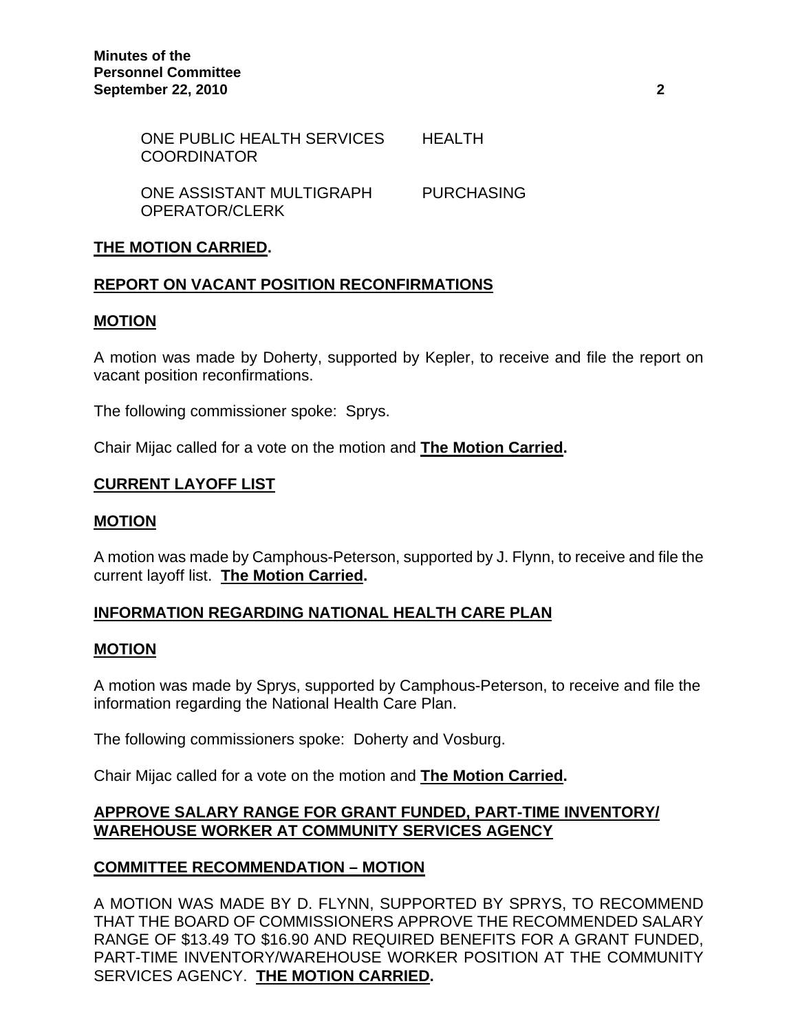| | |
|---|---|
| ONE PUBLIC HEALTH SERVICES COORDINATOR | HEALTH |
| ONE ASSISTANT MULTIGRAPH OPERATOR/CLERK | PURCHASING |

**THE MOTION CARRIED.**

**REPORT ON VACANT POSITION RECONFIRMATIONS**

**MOTION**

A motion was made by Doherty, supported by Kepler, to receive and file the report on vacant position reconfirmations.

The following commissioner spoke: Sprys.

Chair Mijac called for a vote on the motion and **The Motion Carried.**

**CURRENT LAYOFF LIST**

**MOTION**

A motion was made by Camphous-Peterson, supported by J. Flynn, to receive and file the current layoff list. **The Motion Carried.**

**INFORMATION REGARDING NATIONAL HEALTH CARE PLAN**

**MOTION**

A motion was made by Sprys, supported by Camphous-Peterson, to receive and file the information regarding the National Health Care Plan.

The following commissioners spoke: Doherty and Vosburg.

Chair Mijac called for a vote on the motion and **The Motion Carried.**

**APPROVE SALARY RANGE FOR GRANT FUNDED, PART-TIME INVENTORY/ WAREHOUSE WORKER AT COMMUNITY SERVICES AGENCY**

**COMMITTEE RECOMMENDATION – MOTION**

A MOTION WAS MADE BY D. FLYNN, SUPPORTED BY SPRYS, TO RECOMMEND THAT THE BOARD OF COMMISSIONERS APPROVE THE RECOMMENDED SALARY RANGE OF $13.49 TO $16.90 AND REQUIRED BENEFITS FOR A GRANT FUNDED, PART-TIME INVENTORY/WAREHOUSE WORKER POSITION AT THE COMMUNITY SERVICES AGENCY. **THE MOTION CARRIED.**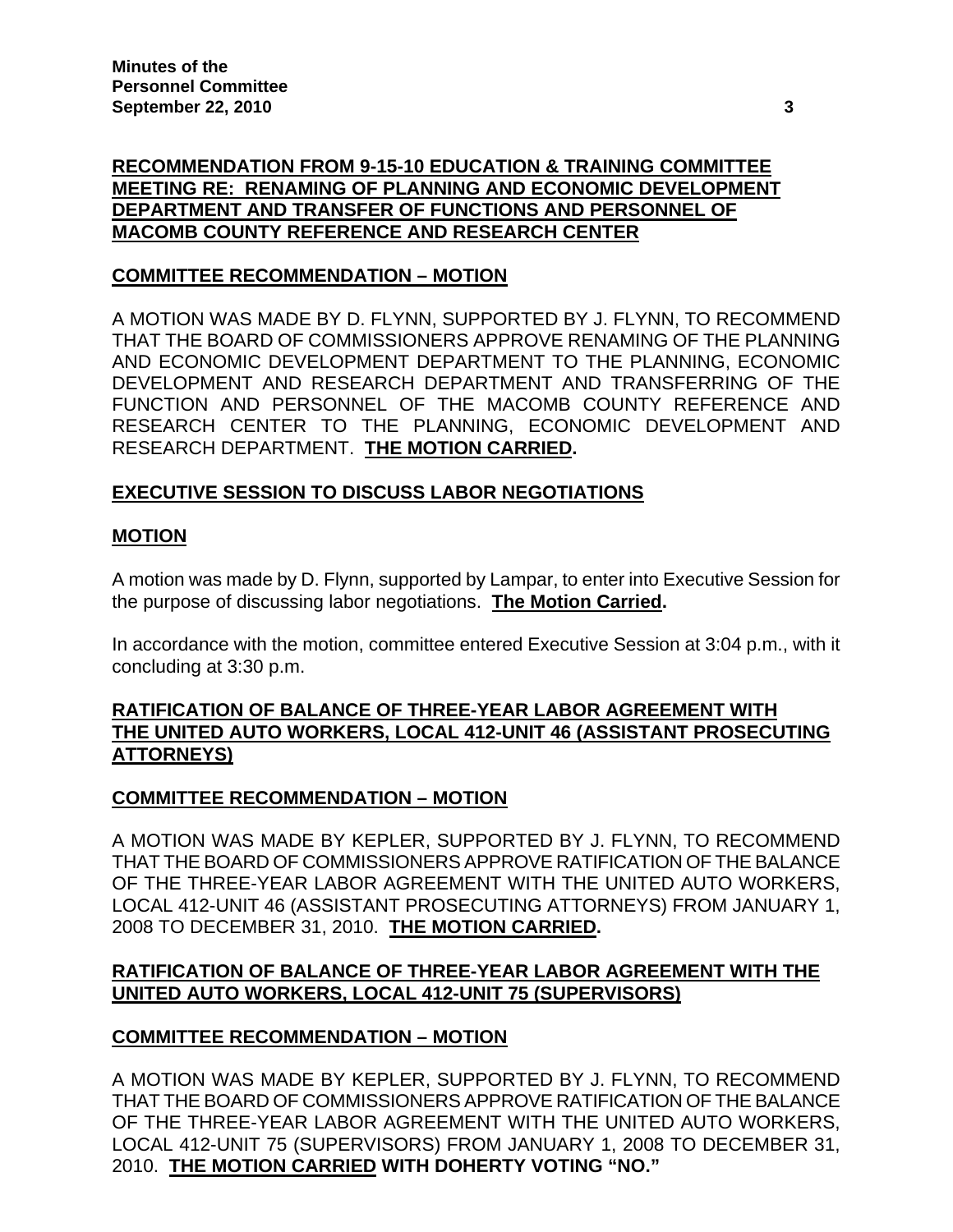**RECOMMENDATION FROM 9-15-10 EDUCATION & TRAINING COMMITTEE MEETING RE: RENAMING OF PLANNING AND ECONOMIC DEVELOPMENT DEPARTMENT AND TRANSFER OF FUNCTIONS AND PERSONNEL OF MACOMB COUNTY REFERENCE AND RESEARCH CENTER**

**COMMITTEE RECOMMENDATION – MOTION**

A MOTION WAS MADE BY D. FLYNN, SUPPORTED BY J. FLYNN, TO RECOMMEND THAT THE BOARD OF COMMISSIONERS APPROVE RENAMING OF THE PLANNING AND ECONOMIC DEVELOPMENT DEPARTMENT TO THE PLANNING, ECONOMIC DEVELOPMENT AND RESEARCH DEPARTMENT AND TRANSFERRING OF THE FUNCTION AND PERSONNEL OF THE MACOMB COUNTY REFERENCE AND RESEARCH CENTER TO THE PLANNING, ECONOMIC DEVELOPMENT AND RESEARCH DEPARTMENT. **THE MOTION CARRIED.**

**EXECUTIVE SESSION TO DISCUSS LABOR NEGOTIATIONS**

**MOTION**

A motion was made by D. Flynn, supported by Lampar, to enter into Executive Session for the purpose of discussing labor negotiations. **The Motion Carried.**

In accordance with the motion, committee entered Executive Session at 3:04 p.m., with it concluding at 3:30 p.m.

**RATIFICATION OF BALANCE OF THREE-YEAR LABOR AGREEMENT WITH THE UNITED AUTO WORKERS, LOCAL 412-UNIT 46 (ASSISTANT PROSECUTING ATTORNEYS)**

**COMMITTEE RECOMMENDATION – MOTION**

A MOTION WAS MADE BY KEPLER, SUPPORTED BY J. FLYNN, TO RECOMMEND THAT THE BOARD OF COMMISSIONERS APPROVE RATIFICATION OF THE BALANCE OF THE THREE-YEAR LABOR AGREEMENT WITH THE UNITED AUTO WORKERS, LOCAL 412-UNIT 46 (ASSISTANT PROSECUTING ATTORNEYS) FROM JANUARY 1, 2008 TO DECEMBER 31, 2010. **THE MOTION CARRIED.**

**RATIFICATION OF BALANCE OF THREE-YEAR LABOR AGREEMENT WITH THE UNITED AUTO WORKERS, LOCAL 412-UNIT 75 (SUPERVISORS)**

**COMMITTEE RECOMMENDATION – MOTION**

A MOTION WAS MADE BY KEPLER, SUPPORTED BY J. FLYNN, TO RECOMMEND THAT THE BOARD OF COMMISSIONERS APPROVE RATIFICATION OF THE BALANCE OF THE THREE-YEAR LABOR AGREEMENT WITH THE UNITED AUTO WORKERS, LOCAL 412-UNIT 75 (SUPERVISORS) FROM JANUARY 1, 2008 TO DECEMBER 31, 2010. **THE MOTION CARRIED WITH DOHERTY VOTING "NO."**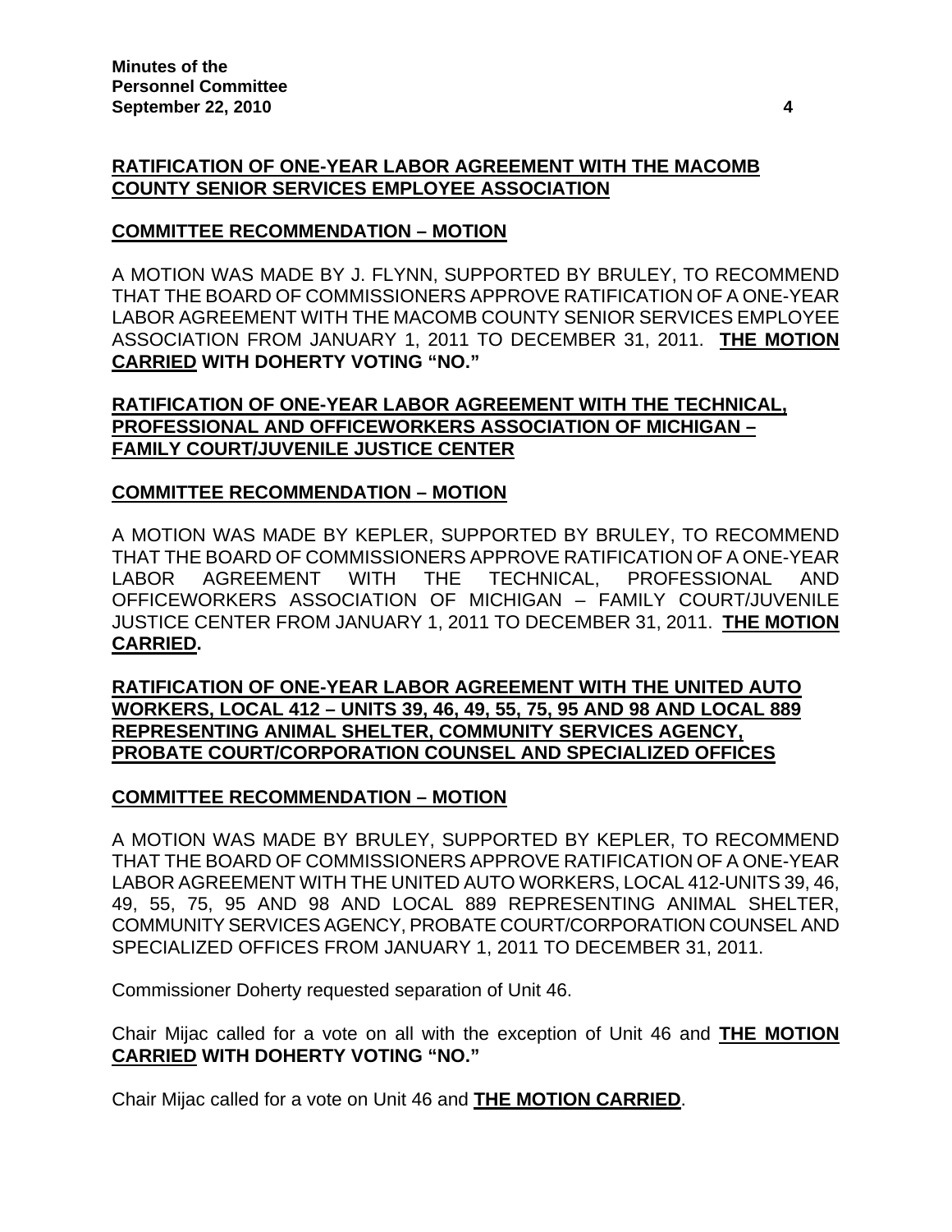**RATIFICATION OF ONE-YEAR LABOR AGREEMENT WITH THE MACOMB COUNTY SENIOR SERVICES EMPLOYEE ASSOCIATION**

**COMMITTEE RECOMMENDATION – MOTION**

A MOTION WAS MADE BY J. FLYNN, SUPPORTED BY BRULEY, TO RECOMMEND THAT THE BOARD OF COMMISSIONERS APPROVE RATIFICATION OF A ONE-YEAR LABOR AGREEMENT WITH THE MACOMB COUNTY SENIOR SERVICES EMPLOYEE ASSOCIATION FROM JANUARY 1, 2011 TO DECEMBER 31, 2011. **THE MOTION CARRIED WITH DOHERTY VOTING "NO."**

**RATIFICATION OF ONE-YEAR LABOR AGREEMENT WITH THE TECHNICAL, PROFESSIONAL AND OFFICEWORKERS ASSOCIATION OF MICHIGAN – FAMILY COURT/JUVENILE JUSTICE CENTER**

**COMMITTEE RECOMMENDATION – MOTION**

A MOTION WAS MADE BY KEPLER, SUPPORTED BY BRULEY, TO RECOMMEND THAT THE BOARD OF COMMISSIONERS APPROVE RATIFICATION OF A ONE-YEAR LABOR AGREEMENT WITH THE TECHNICAL, PROFESSIONAL AND OFFICEWORKERS ASSOCIATION OF MICHIGAN – FAMILY COURT/JUVENILE JUSTICE CENTER FROM JANUARY 1, 2011 TO DECEMBER 31, 2011. **THE MOTION CARRIED.**

**RATIFICATION OF ONE-YEAR LABOR AGREEMENT WITH THE UNITED AUTO WORKERS, LOCAL 412 – UNITS 39, 46, 49, 55, 75, 95 AND 98 AND LOCAL 889 REPRESENTING ANIMAL SHELTER, COMMUNITY SERVICES AGENCY, PROBATE COURT/CORPORATION COUNSEL AND SPECIALIZED OFFICES**

**COMMITTEE RECOMMENDATION – MOTION**

A MOTION WAS MADE BY BRULEY, SUPPORTED BY KEPLER, TO RECOMMEND THAT THE BOARD OF COMMISSIONERS APPROVE RATIFICATION OF A ONE-YEAR LABOR AGREEMENT WITH THE UNITED AUTO WORKERS, LOCAL 412-UNITS 39, 46, 49, 55, 75, 95 AND 98 AND LOCAL 889 REPRESENTING ANIMAL SHELTER, COMMUNITY SERVICES AGENCY, PROBATE COURT/CORPORATION COUNSEL AND SPECIALIZED OFFICES FROM JANUARY 1, 2011 TO DECEMBER 31, 2011.

Commissioner Doherty requested separation of Unit 46.

Chair Mijac called for a vote on all with the exception of Unit 46 and **THE MOTION CARRIED WITH DOHERTY VOTING "NO."**

Chair Mijac called for a vote on Unit 46 and **THE MOTION CARRIED**.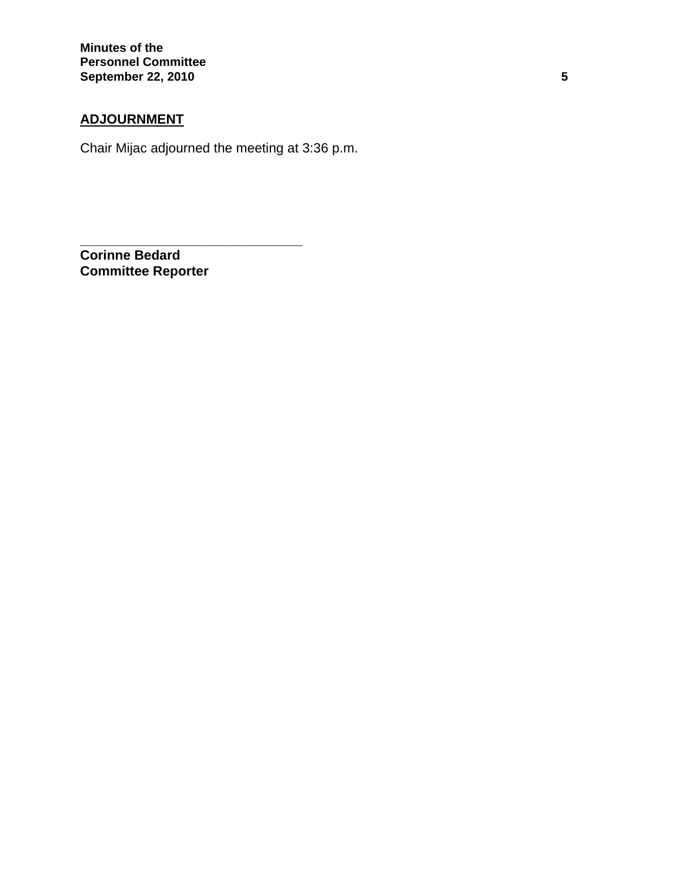## ADJOURNMENT

Chair Mijac adjourned the meeting at 3:36 p.m.

_______________________________

**Corinne Bedard**
**Committee Reporter**